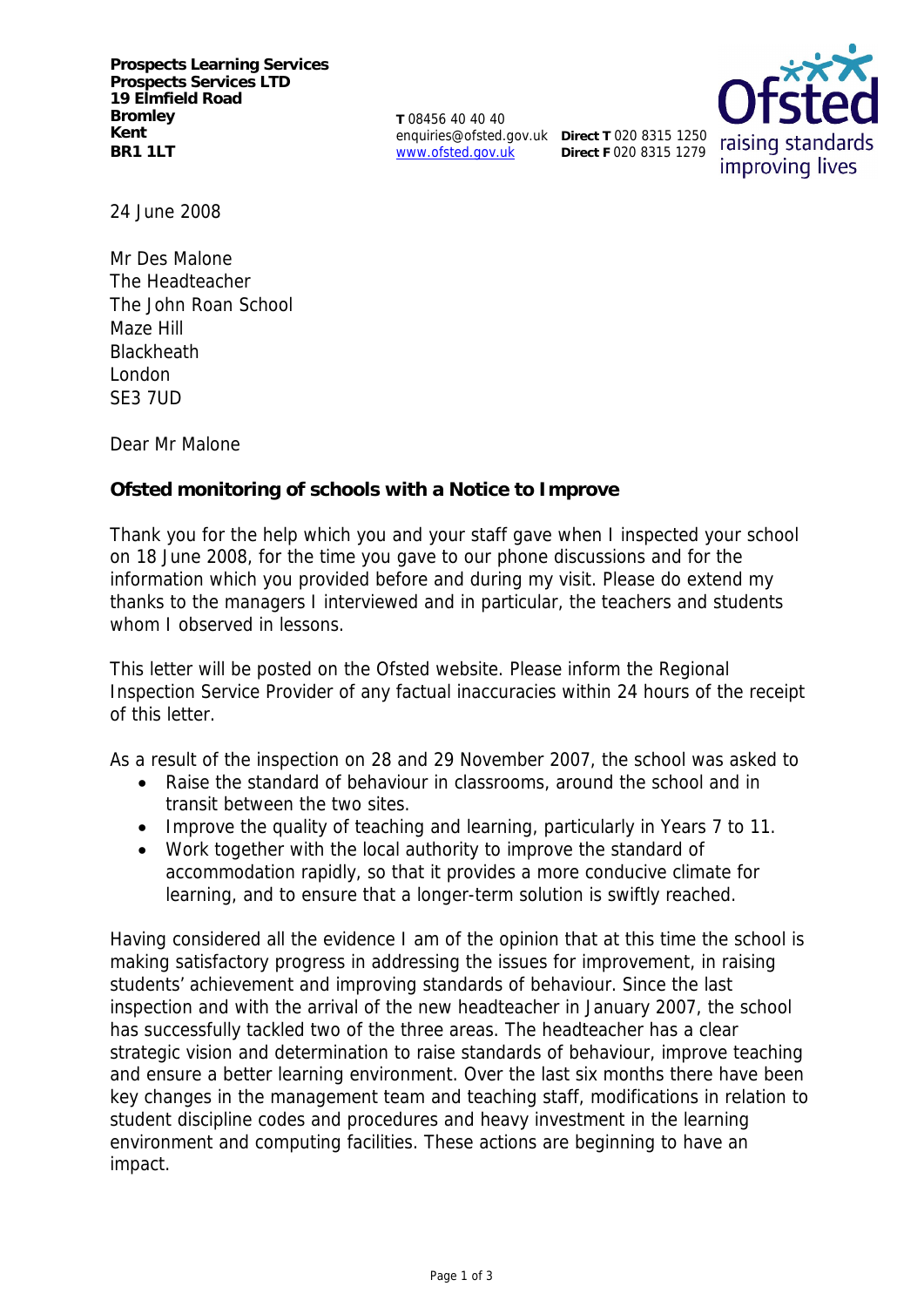**Prospects Learning Services**
**Prospects Services LTD**
**19 Elmfield Road**
**Bromley**
**Kent**
**BR1 1LT**

**T** 08456 40 40 40
enquiries@ofsted.gov.uk
www.ofsted.gov.uk

**Direct T** 020 8315 1250
**Direct F** 020 8315 1279

Ofsted
raising standards
improving lives

24 June 2008

Mr Des Malone
The Headteacher
The John Roan School
Maze Hill
Blackheath
London
SE3 7UD

Dear Mr Malone

**Ofsted monitoring of schools with a Notice to Improve**

Thank you for the help which you and your staff gave when I inspected your school on 18 June 2008, for the time you gave to our phone discussions and for the information which you provided before and during my visit. Please do extend my thanks to the managers I interviewed and in particular, the teachers and students whom I observed in lessons.

This letter will be posted on the Ofsted website. Please inform the Regional Inspection Service Provider of any factual inaccuracies within 24 hours of the receipt of this letter.

As a result of the inspection on 28 and 29 November 2007, the school was asked to

- Raise the standard of behaviour in classrooms, around the school and in transit between the two sites.
- Improve the quality of teaching and learning, particularly in Years 7 to 11.
- Work together with the local authority to improve the standard of accommodation rapidly, so that it provides a more conducive climate for learning, and to ensure that a longer-term solution is swiftly reached.

Having considered all the evidence I am of the opinion that at this time the school is making satisfactory progress in addressing the issues for improvement, in raising students' achievement and improving standards of behaviour. Since the last inspection and with the arrival of the new headteacher in January 2007, the school has successfully tackled two of the three areas. The headteacher has a clear strategic vision and determination to raise standards of behaviour, improve teaching and ensure a better learning environment. Over the last six months there have been key changes in the management team and teaching staff, modifications in relation to student discipline codes and procedures and heavy investment in the learning environment and computing facilities. These actions are beginning to have an impact.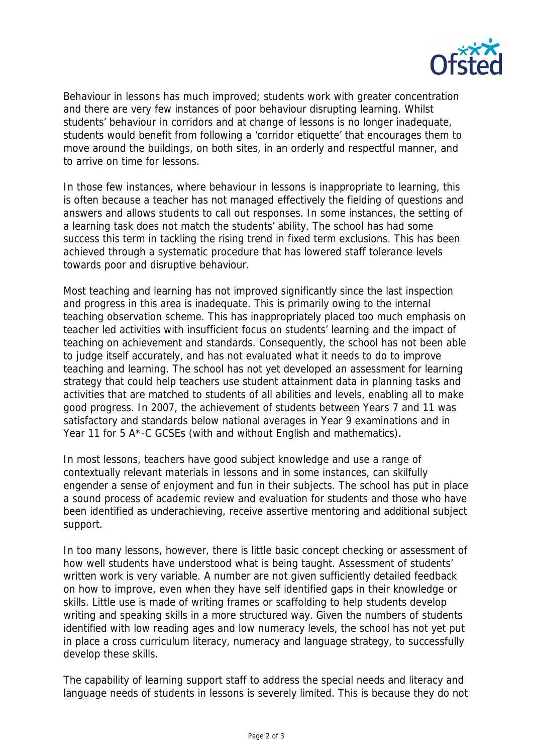Behaviour in lessons has much improved; students work with greater concentration and there are very few instances of poor behaviour disrupting learning. Whilst students' behaviour in corridors and at change of lessons is no longer inadequate, students would benefit from following a 'corridor etiquette' that encourages them to move around the buildings, on both sites, in an orderly and respectful manner, and to arrive on time for lessons.

In those few instances, where behaviour in lessons is inappropriate to learning, this is often because a teacher has not managed effectively the fielding of questions and answers and allows students to call out responses. In some instances, the setting of a learning task does not match the students' ability. The school has had some success this term in tackling the rising trend in fixed term exclusions. This has been achieved through a systematic procedure that has lowered staff tolerance levels towards poor and disruptive behaviour.

Most teaching and learning has not improved significantly since the last inspection and progress in this area is inadequate. This is primarily owing to the internal teaching observation scheme. This has inappropriately placed too much emphasis on teacher led activities with insufficient focus on students' learning and the impact of teaching on achievement and standards. Consequently, the school has not been able to judge itself accurately, and has not evaluated what it needs to do to improve teaching and learning. The school has not yet developed an assessment for learning strategy that could help teachers use student attainment data in planning tasks and activities that are matched to students of all abilities and levels, enabling all to make good progress. In 2007, the achievement of students between Years 7 and 11 was satisfactory and standards below national averages in Year 9 examinations and in Year 11 for 5 A*-C GCSEs (with and without English and mathematics).

In most lessons, teachers have good subject knowledge and use a range of contextually relevant materials in lessons and in some instances, can skilfully engender a sense of enjoyment and fun in their subjects. The school has put in place a sound process of academic review and evaluation for students and those who have been identified as underachieving, receive assertive mentoring and additional subject support.

In too many lessons, however, there is little basic concept checking or assessment of how well students have understood what is being taught. Assessment of students' written work is very variable. A number are not given sufficiently detailed feedback on how to improve, even when they have self identified gaps in their knowledge or skills. Little use is made of writing frames or scaffolding to help students develop writing and speaking skills in a more structured way. Given the numbers of students identified with low reading ages and low numeracy levels, the school has not yet put in place a cross curriculum literacy, numeracy and language strategy, to successfully develop these skills.

The capability of learning support staff to address the special needs and literacy and language needs of students in lessons is severely limited. This is because they do not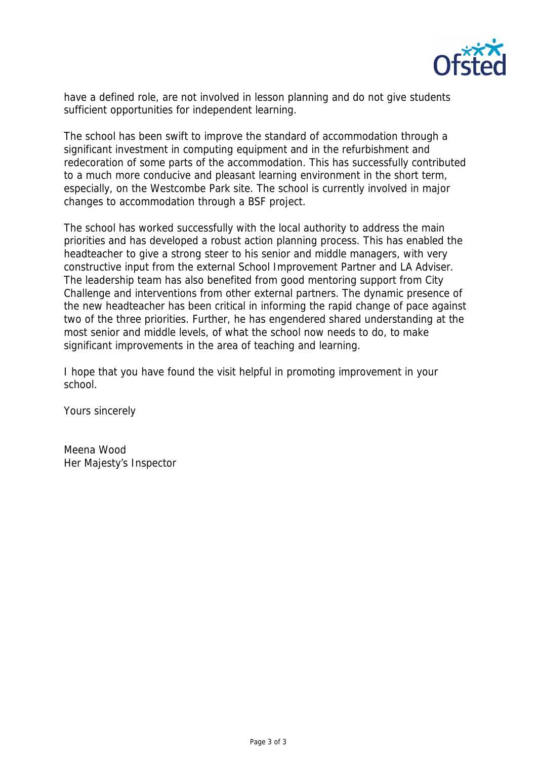have a defined role, are not involved in lesson planning and do not give students sufficient opportunities for independent learning.

The school has been swift to improve the standard of accommodation through a significant investment in computing equipment and in the refurbishment and redecoration of some parts of the accommodation. This has successfully contributed to a much more conducive and pleasant learning environment in the short term, especially, on the Westcombe Park site. The school is currently involved in major changes to accommodation through a BSF project.

The school has worked successfully with the local authority to address the main priorities and has developed a robust action planning process. This has enabled the headteacher to give a strong steer to his senior and middle managers, with very constructive input from the external School Improvement Partner and LA Adviser. The leadership team has also benefited from good mentoring support from City Challenge and interventions from other external partners. The dynamic presence of the new headteacher has been critical in informing the rapid change of pace against two of the three priorities. Further, he has engendered shared understanding at the most senior and middle levels, of what the school now needs to do, to make significant improvements in the area of teaching and learning.

I hope that you have found the visit helpful in promoting improvement in your school.

Yours sincerely

Meena Wood
Her Majesty's Inspector